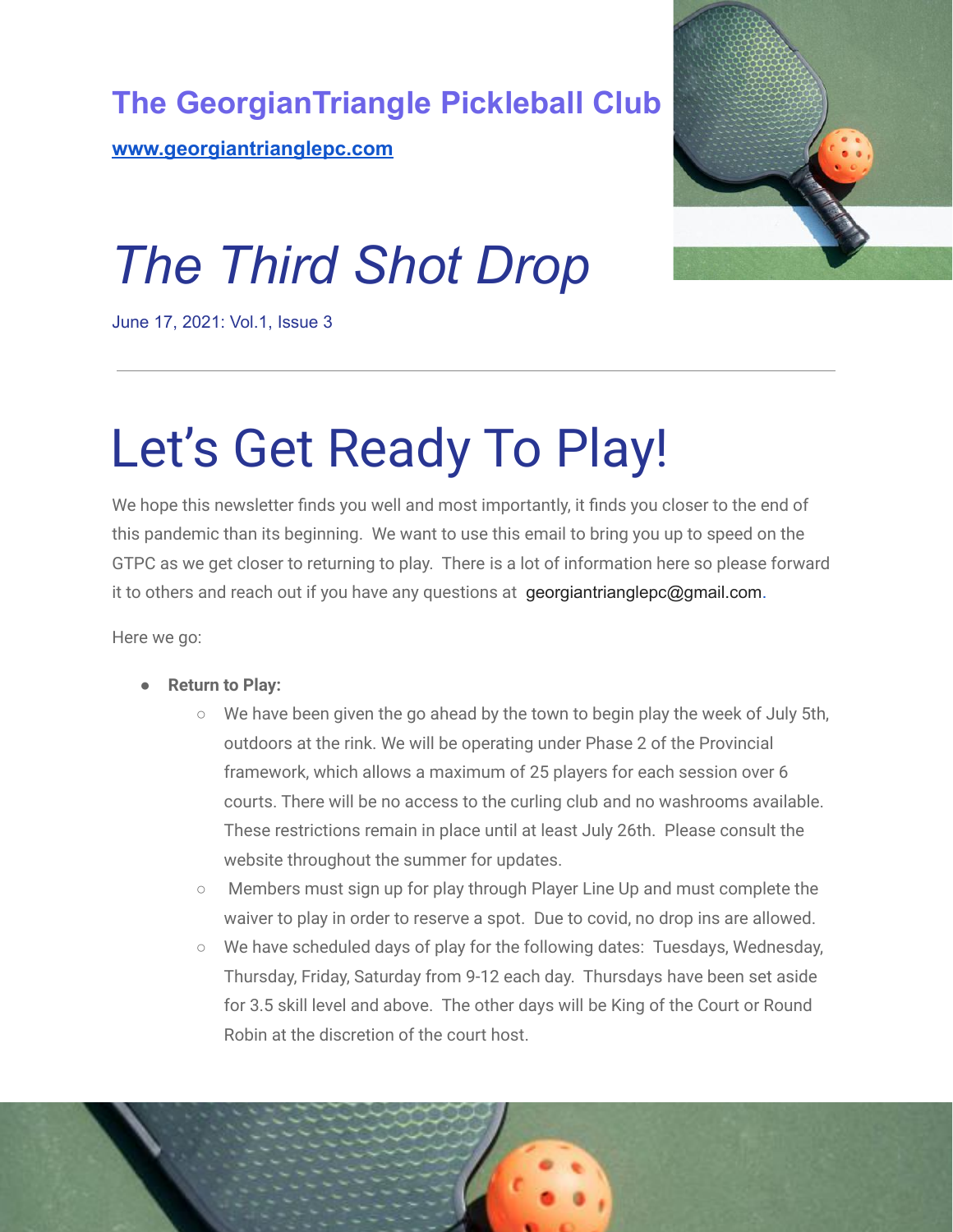# The GeorgianTriangle Pickleball Club

[www.georgiantrianglepc.com](http://www.georgiantrianglepc.com)

# *The Third Shot Drop*

June 17, 2021: Vol.1, Issue 3

---

# Let's Get Ready To Play!

We hope this newsletter finds you well and most importantly, it finds you closer to the end of this pandemic than its beginning. We want to use this email to bring you up to speed on the GTPC as we get closer to returning to play. There is a lot of information here so please forward it to others and reach out if you have any questions at georgiantrianglepc@gmail.com.

Here we go:

- **Return to Play:**
  - We have been given the go ahead by the town to begin play the week of July 5th, outdoors at the rink. We will be operating under Phase 2 of the Provincial framework, which allows a maximum of 25 players for each session over 6 courts. There will be no access to the curling club and no washrooms available. These restrictions remain in place until at least July 26th. Please consult the website throughout the summer for updates.
  - Members must sign up for play through Player Line Up and must complete the waiver to play in order to reserve a spot. Due to covid, no drop ins are allowed.
  - We have scheduled days of play for the following dates: Tuesdays, Wednesday, Thursday, Friday, Saturday from 9-12 each day. Thursdays have been set aside for 3.5 skill level and above. The other days will be King of the Court or Round Robin at the discretion of the court host.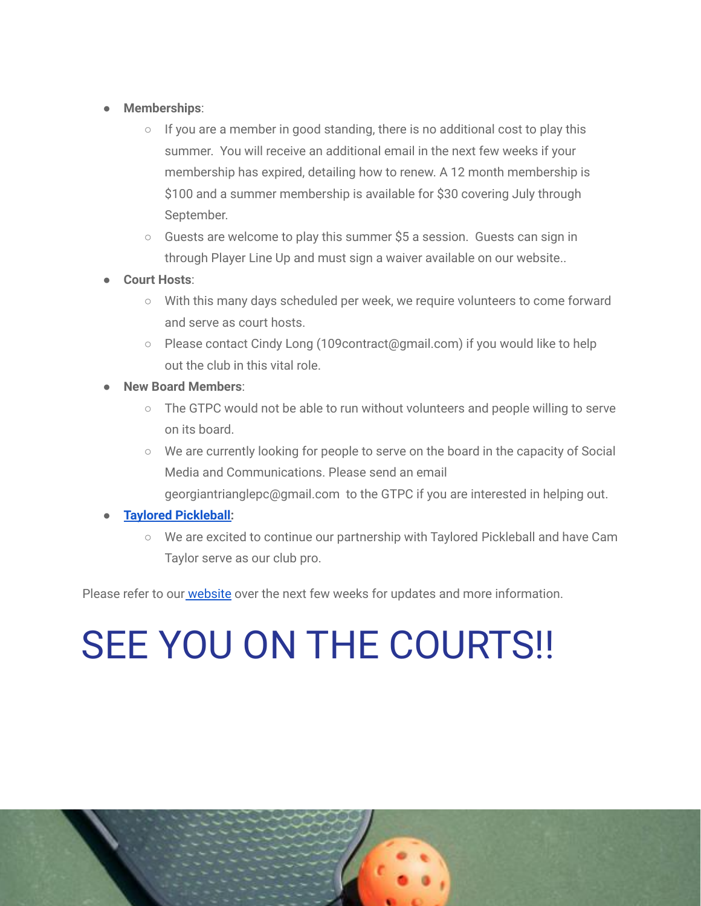- **Memberships**:
  - If you are a member in good standing, there is no additional cost to play this summer. You will receive an additional email in the next few weeks if your membership has expired, detailing how to renew. A 12 month membership is $100 and a summer membership is available for $30 covering July through September.
  - Guests are welcome to play this summer $5 a session. Guests can sign in through Player Line Up and must sign a waiver available on our website..
- **Court Hosts**:
  - With this many days scheduled per week, we require volunteers to come forward and serve as court hosts.
  - Please contact Cindy Long (109contract@gmail.com) if you would like to help out the club in this vital role.
- **New Board Members**:
  - The GTPC would not be able to run without volunteers and people willing to serve on its board.
  - We are currently looking for people to serve on the board in the capacity of Social Media and Communications. Please send an email georgiantrianglepc@gmail.com to the GTPC if you are interested in helping out.
- **Taylored Pickleball**:
  - We are excited to continue our partnership with Taylored Pickleball and have Cam Taylor serve as our club pro.

Please refer to our website over the next few weeks for updates and more information.

# SEE YOU ON THE COURTS!!